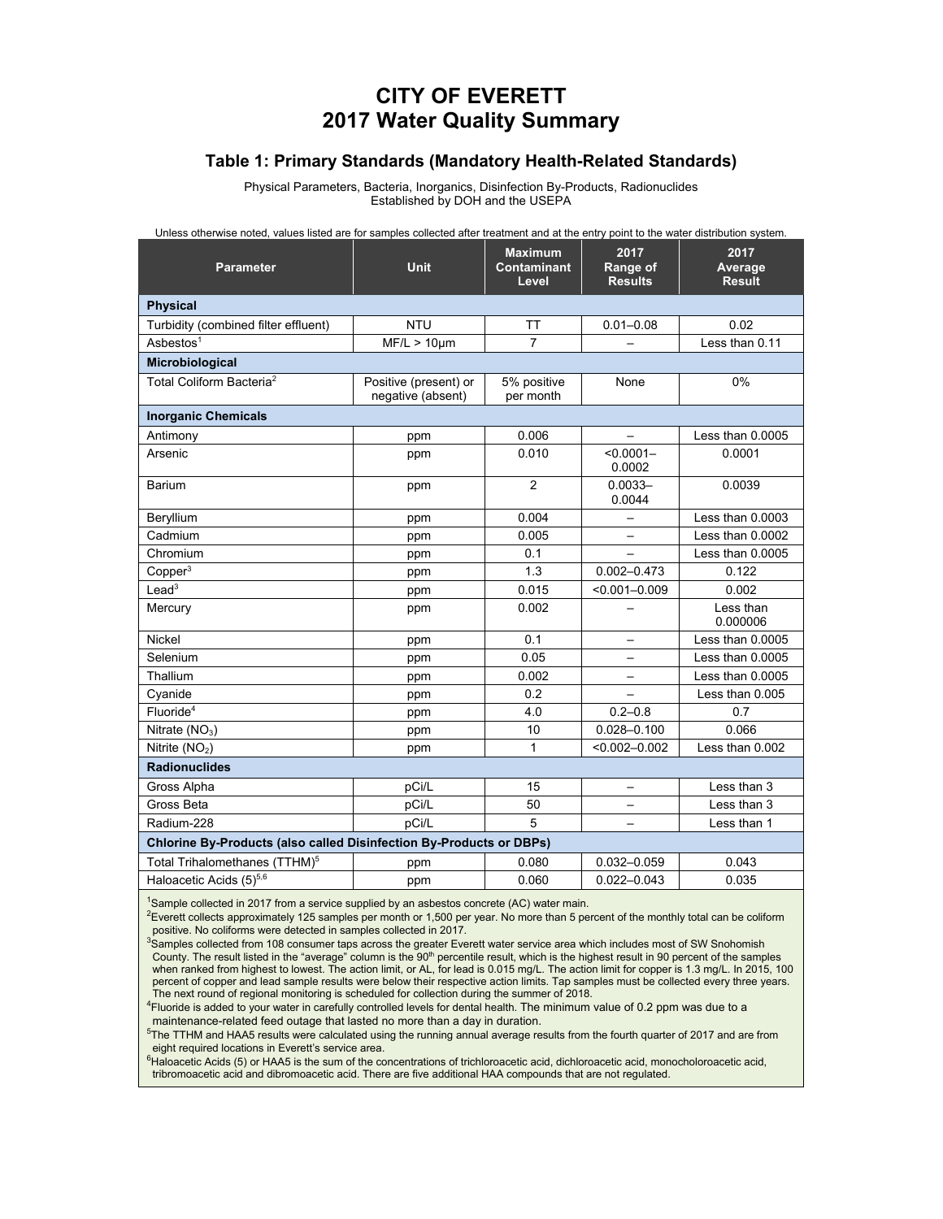# CITY OF EVERETT
# 2017 Water Quality Summary

## Table 1: Primary Standards (Mandatory Health-Related Standards)

Physical Parameters, Bacteria, Inorganics, Disinfection By-Products, Radionuclides
Established by DOH and the USEPA

Unless otherwise noted, values listed are for samples collected after treatment and at the entry point to the water distribution system.

| Parameter | Unit | Maximum Contaminant Level | 2017 Range of Results | 2017 Average Result |
|---|---|---|---|---|
| **Physical** | | | | |
| Turbidity (combined filter effluent) | NTU | TT | 0.01–0.08 | 0.02 |
| Asbestos[1] | MF/L > 10µm | 7 | – | Less than 0.11 |
| **Microbiological** | | | | |
| Total Coliform Bacteria[2] | Positive (present) or negative (absent) | 5% positive per month | None | 0% |
| **Inorganic Chemicals** | | | | |
| Antimony | ppm | 0.006 | – | Less than 0.0005 |
| Arsenic | ppm | 0.010 | <0.0001–0.0002 | 0.0001 |
| Barium | ppm | 2 | 0.0033–0.0044 | 0.0039 |
| Beryllium | ppm | 0.004 | – | Less than 0.0003 |
| Cadmium | ppm | 0.005 | – | Less than 0.0002 |
| Chromium | ppm | 0.1 | – | Less than 0.0005 |
| Copper[3] | ppm | 1.3 | 0.002–0.473 | 0.122 |
| Lead[3] | ppm | 0.015 | <0.001–0.009 | 0.002 |
| Mercury | ppm | 0.002 | – | Less than 0.000006 |
| Nickel | ppm | 0.1 | – | Less than 0.0005 |
| Selenium | ppm | 0.05 | – | Less than 0.0005 |
| Thallium | ppm | 0.002 | – | Less than 0.0005 |
| Cyanide | ppm | 0.2 | – | Less than 0.005 |
| Fluoride[4] | ppm | 4.0 | 0.2–0.8 | 0.7 |
| Nitrate ($NO_3$) | ppm | 10 | 0.028–0.100 | 0.066 |
| Nitrite ($NO_2$) | ppm | 1 | <0.002–0.002 | Less than 0.002 |
| **Radionuclides** | | | | |
| Gross Alpha | pCi/L | 15 | – | Less than 3 |
| Gross Beta | pCi/L | 50 | – | Less than 3 |
| Radium-228 | pCi/L | 5 | – | Less than 1 |
| **Chlorine By-Products (also called Disinfection By-Products or DBPs)** | | | | |
| Total Trihalomethanes (TTHM)[5] | ppm | 0.080 | 0.032–0.059 | 0.043 |
| Haloacetic Acids (5)[5,6] | ppm | 0.060 | 0.022–0.043 | 0.035 |

[1]Sample collected in 2017 from a service supplied by an asbestos concrete (AC) water main.

[2]Everett collects approximately 125 samples per month or 1,500 per year. No more than 5 percent of the monthly total can be coliform positive. No coliforms were detected in samples collected in 2017.

[3]Samples collected from 108 consumer taps across the greater Everett water service area which includes most of SW Snohomish County. The result listed in the "average" column is the 90th percentile result, which is the highest result in 90 percent of the samples when ranked from highest to lowest. The action limit, or AL, for lead is 0.015 mg/L. The action limit for copper is 1.3 mg/L. In 2015, 100 percent of copper and lead sample results were below their respective action limits. Tap samples must be collected every three years. The next round of regional monitoring is scheduled for collection during the summer of 2018.

[4]Fluoride is added to your water in carefully controlled levels for dental health. The minimum value of 0.2 ppm was due to a maintenance-related feed outage that lasted no more than a day in duration.

[5]The TTHM and HAA5 results were calculated using the running annual average results from the fourth quarter of 2017 and are from eight required locations in Everett's service area.

[6]Haloacetic Acids (5) or HAA5 is the sum of the concentrations of trichloroacetic acid, dichloroacetic acid, monocholoroacetic acid, tribromoacetic acid and dibromoacetic acid. There are five additional HAA compounds that are not regulated.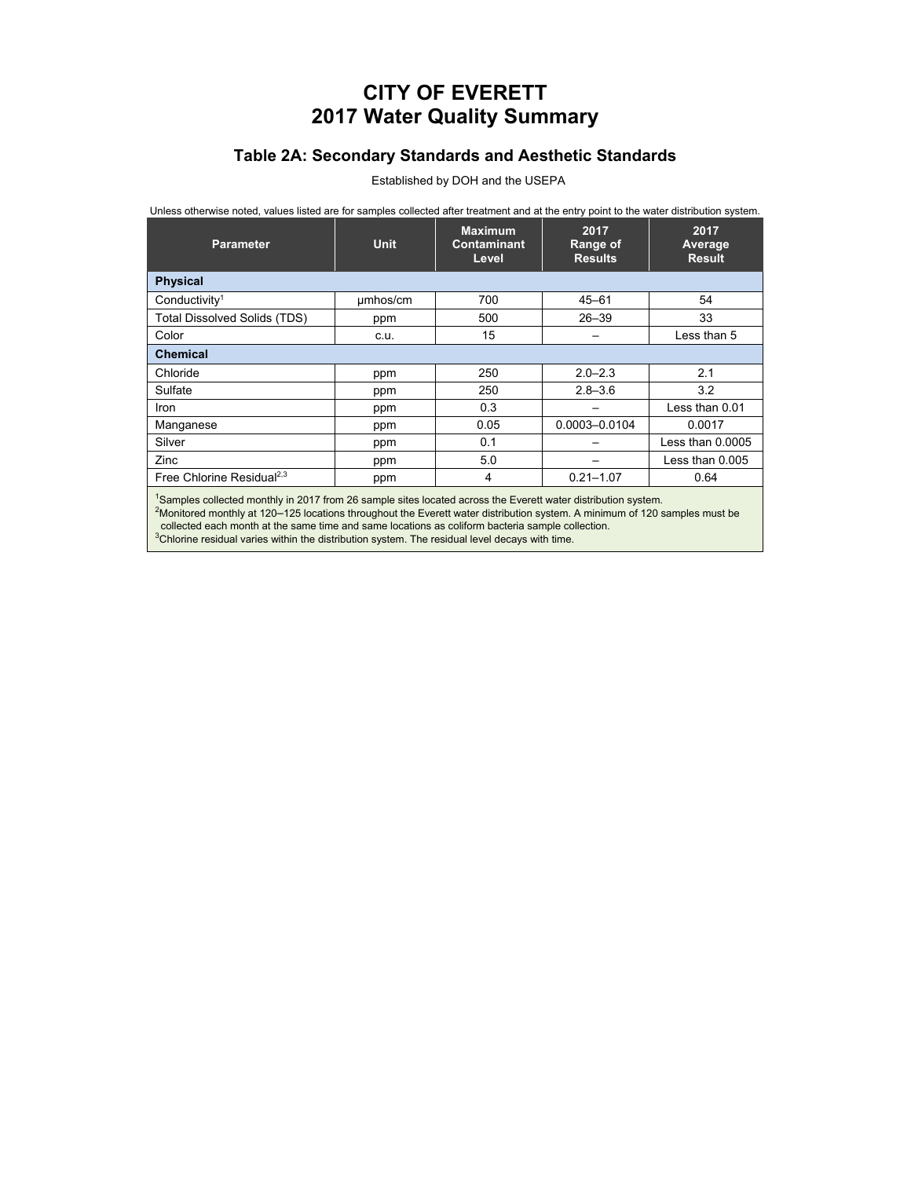# CITY OF EVERETT
# 2017 Water Quality Summary

## Table 2A: Secondary Standards and Aesthetic Standards

Established by DOH and the USEPA

Unless otherwise noted, values listed are for samples collected after treatment and at the entry point to the water distribution system.

| Parameter | Unit | Maximum Contaminant Level | 2017 Range of Results | 2017 Average Result |
|---|---|---|---|---|
| **Physical** | | | | |
| Conductivity[1] | µmhos/cm | 700 | 45–61 | 54 |
| Total Dissolved Solids (TDS) | ppm | 500 | 26–39 | 33 |
| Color | c.u. | 15 | – | Less than 5 |
| **Chemical** | | | | |
| Chloride | ppm | 250 | 2.0–2.3 | 2.1 |
| Sulfate | ppm | 250 | 2.8–3.6 | 3.2 |
| Iron | ppm | 0.3 | – | Less than 0.01 |
| Manganese | ppm | 0.05 | 0.0003–0.0104 | 0.0017 |
| Silver | ppm | 0.1 | – | Less than 0.0005 |
| Zinc | ppm | 5.0 | – | Less than 0.005 |
| Free Chlorine Residual[2,3] | ppm | 4 | 0.21–1.07 | 0.64 |

[1]Samples collected monthly in 2017 from 26 sample sites located across the Everett water distribution system.
[2]Monitored monthly at 120–125 locations throughout the Everett water distribution system. A minimum of 120 samples must be collected each month at the same time and same locations as coliform bacteria sample collection.
[3]Chlorine residual varies within the distribution system. The residual level decays with time.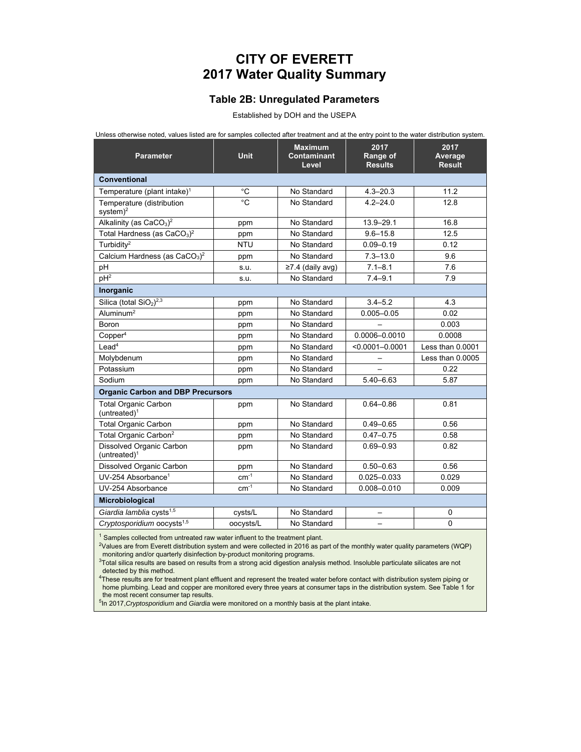# CITY OF EVERETT
# 2017 Water Quality Summary

## Table 2B: Unregulated Parameters

Established by DOH and the USEPA

Unless otherwise noted, values listed are for samples collected after treatment and at the entry point to the water distribution system.

| Parameter | Unit | Maximum Contaminant Level | 2017 Range of Results | 2017 Average Result |
|---|---|---|---|---|
| **Conventional** | | | | |
| Temperature (plant intake)[1] | °C | No Standard | 4.3–20.3 | 11.2 |
| Temperature (distribution system)[2] | °C | No Standard | 4.2–24.0 | 12.8 |
| Alkalinity (as $CaCO_3$)[2] | ppm | No Standard | 13.9–29.1 | 16.8 |
| Total Hardness (as $CaCO_3$)[2] | ppm | No Standard | 9.6–15.8 | 12.5 |
| Turbidity[2] | NTU | No Standard | 0.09–0.19 | 0.12 |
| Calcium Hardness (as $CaCO_3$)[2] | ppm | No Standard | 7.3–13.0 | 9.6 |
| pH | s.u. | ≥7.4 (daily avg) | 7.1–8.1 | 7.6 |
| pH[2] | s.u. | No Standard | 7.4–9.1 | 7.9 |
| **Inorganic** | | | | |
| Silica (total $SiO_2$)[2,3] | ppm | No Standard | 3.4–5.2 | 4.3 |
| Aluminum[2] | ppm | No Standard | 0.005–0.05 | 0.02 |
| Boron | ppm | No Standard | – | 0.003 |
| Copper[4] | ppm | No Standard | 0.0006–0.0010 | 0.0008 |
| Lead[4] | ppm | No Standard | <0.0001–0.0001 | Less than 0.0001 |
| Molybdenum | ppm | No Standard | – | Less than 0.0005 |
| Potassium | ppm | No Standard | – | 0.22 |
| Sodium | ppm | No Standard | 5.40–6.63 | 5.87 |
| **Organic Carbon and DBP Precursors** | | | | |
| Total Organic Carbon (untreated)[1] | ppm | No Standard | 0.64–0.86 | 0.81 |
| Total Organic Carbon | ppm | No Standard | 0.49–0.65 | 0.56 |
| Total Organic Carbon[2] | ppm | No Standard | 0.47–0.75 | 0.58 |
| Dissolved Organic Carbon (untreated)[1] | ppm | No Standard | 0.69–0.93 | 0.82 |
| Dissolved Organic Carbon | ppm | No Standard | 0.50–0.63 | 0.56 |
| UV-254 Absorbance[1] | $cm^{-1}$ | No Standard | 0.025–0.033 | 0.029 |
| UV-254 Absorbance | $cm^{-1}$ | No Standard | 0.008–0.010 | 0.009 |
| **Microbiological** | | | | |
| *Giardia lamblia* cysts[1,5] | cysts/L | No Standard | – | 0 |
| *Cryptosporidium* oocysts[1,5] | oocysts/L | No Standard | – | 0 |

[1] Samples collected from untreated raw water influent to the treatment plant.
[2] Values are from Everett distribution system and were collected in 2016 as part of the monthly water quality parameters (WQP) monitoring and/or quarterly disinfection by-product monitoring programs.
[3] Total silica results are based on results from a strong acid digestion analysis method. Insoluble particulate silicates are not detected by this method.
[4] These results are for treatment plant effluent and represent the treated water before contact with distribution system piping or home plumbing. Lead and copper are monitored every three years at consumer taps in the distribution system. See Table 1 for the most recent consumer tap results.
[5] In 2017, *Cryptosporidium* and *Giardia* were monitored on a monthly basis at the plant intake.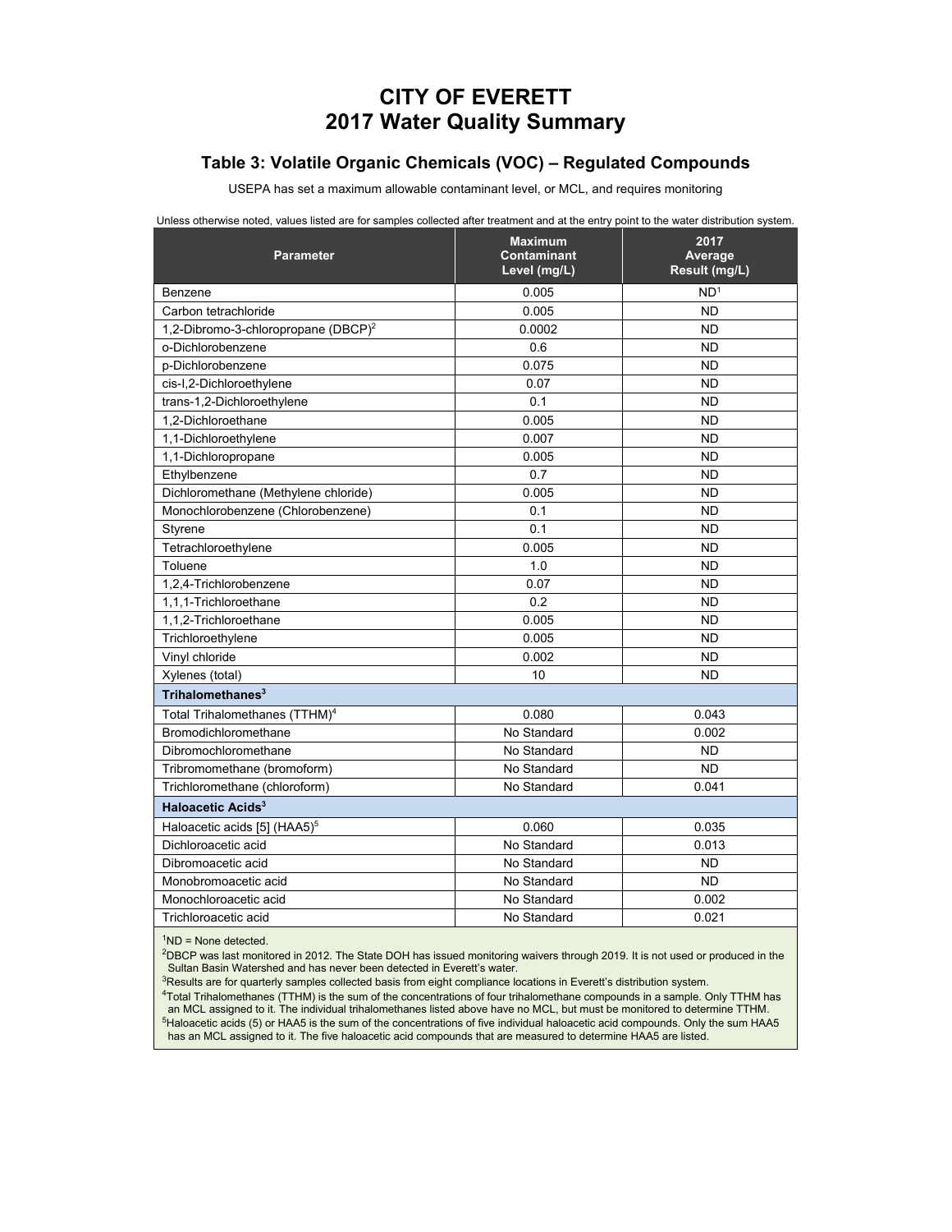# CITY OF EVERETT
# 2017 Water Quality Summary

## Table 3: Volatile Organic Chemicals (VOC) – Regulated Compounds

USEPA has set a maximum allowable contaminant level, or MCL, and requires monitoring

Unless otherwise noted, values listed are for samples collected after treatment and at the entry point to the water distribution system.

| Parameter | Maximum Contaminant Level (mg/L) | 2017 Average Result (mg/L) |
|---|---|---|
| Benzene | 0.005 | ND[1] |
| Carbon tetrachloride | 0.005 | ND |
| 1,2-Dibromo-3-chloropropane (DBCP)[2] | 0.0002 | ND |
| o-Dichlorobenzene | 0.6 | ND |
| p-Dichlorobenzene | 0.075 | ND |
| cis-l,2-Dichloroethylene | 0.07 | ND |
| trans-1,2-Dichloroethylene | 0.1 | ND |
| 1,2-Dichloroethane | 0.005 | ND |
| 1,1-Dichloroethylene | 0.007 | ND |
| 1,1-Dichloropropane | 0.005 | ND |
| Ethylbenzene | 0.7 | ND |
| Dichloromethane (Methylene chloride) | 0.005 | ND |
| Monochlorobenzene (Chlorobenzene) | 0.1 | ND |
| Styrene | 0.1 | ND |
| Tetrachloroethylene | 0.005 | ND |
| Toluene | 1.0 | ND |
| 1,2,4-Trichlorobenzene | 0.07 | ND |
| 1,1,1-Trichloroethane | 0.2 | ND |
| 1,1,2-Trichloroethane | 0.005 | ND |
| Trichloroethylene | 0.005 | ND |
| Vinyl chloride | 0.002 | ND |
| Xylenes (total) | 10 | ND |
| **Trihalomethanes[3]** | | |
| Total Trihalomethanes (TTHM)[4] | 0.080 | 0.043 |
| Bromodichloromethane | No Standard | 0.002 |
| Dibromochloromethane | No Standard | ND |
| Tribromomethane (bromoform) | No Standard | ND |
| Trichloromethane (chloroform) | No Standard | 0.041 |
| **Haloacetic Acids[3]** | | |
| Haloacetic acids [5] (HAA5)[5] | 0.060 | 0.035 |
| Dichloroacetic acid | No Standard | 0.013 |
| Dibromoacetic acid | No Standard | ND |
| Monobromoacetic acid | No Standard | ND |
| Monochloroacetic acid | No Standard | 0.002 |
| Trichloroacetic acid | No Standard | 0.021 |

[1]ND = None detected.

[2]DBCP was last monitored in 2012. The State DOH has issued monitoring waivers through 2019. It is not used or produced in the Sultan Basin Watershed and has never been detected in Everett's water.

[3]Results are for quarterly samples collected basis from eight compliance locations in Everett's distribution system.

[4]Total Trihalomethanes (TTHM) is the sum of the concentrations of four trihalomethane compounds in a sample. Only TTHM has an MCL assigned to it. The individual trihalomethanes listed above have no MCL, but must be monitored to determine TTHM.

[5]Haloacetic acids (5) or HAA5 is the sum of the concentrations of five individual haloacetic acid compounds. Only the sum HAA5 has an MCL assigned to it. The five haloacetic acid compounds that are measured to determine HAA5 are listed.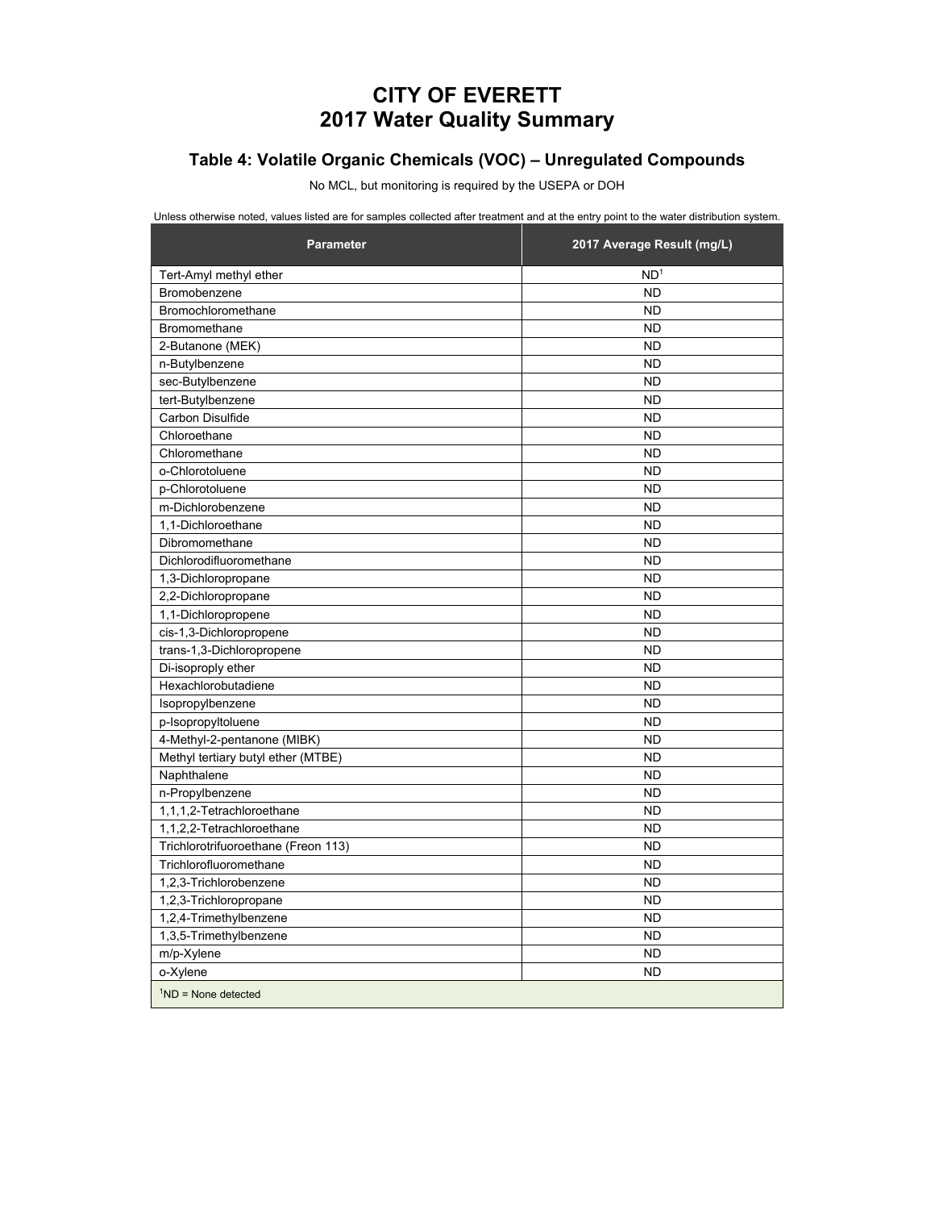# CITY OF EVERETT
# 2017 Water Quality Summary

## Table 4: Volatile Organic Chemicals (VOC) – Unregulated Compounds

No MCL, but monitoring is required by the USEPA or DOH

Unless otherwise noted, values listed are for samples collected after treatment and at the entry point to the water distribution system.

| Parameter | 2017 Average Result (mg/L) |
|---|---|
| Tert-Amyl methyl ether | ND[1] |
| Bromobenzene | ND |
| Bromochloromethane | ND |
| Bromomethane | ND |
| 2-Butanone (MEK) | ND |
| n-Butylbenzene | ND |
| sec-Butylbenzene | ND |
| tert-Butylbenzene | ND |
| Carbon Disulfide | ND |
| Chloroethane | ND |
| Chloromethane | ND |
| o-Chlorotoluene | ND |
| p-Chlorotoluene | ND |
| m-Dichlorobenzene | ND |
| 1,1-Dichloroethane | ND |
| Dibromomethane | ND |
| Dichlorodifluoromethane | ND |
| 1,3-Dichloropropane | ND |
| 2,2-Dichloropropane | ND |
| 1,1-Dichloropropene | ND |
| cis-1,3-Dichloropropene | ND |
| trans-1,3-Dichloropropene | ND |
| Di-isoproply ether | ND |
| Hexachlorobutadiene | ND |
| Isopropylbenzene | ND |
| p-Isopropyltoluene | ND |
| 4-Methyl-2-pentanone (MIBK) | ND |
| Methyl tertiary butyl ether (MTBE) | ND |
| Naphthalene | ND |
| n-Propylbenzene | ND |
| 1,1,1,2-Tetrachloroethane | ND |
| 1,1,2,2-Tetrachloroethane | ND |
| Trichlorotrifuoroethane (Freon 113) | ND |
| Trichlorofluoromethane | ND |
| 1,2,3-Trichlorobenzene | ND |
| 1,2,3-Trichloropropane | ND |
| 1,2,4-Trimethylbenzene | ND |
| 1,3,5-Trimethylbenzene | ND |
| m/p-Xylene | ND |
| o-Xylene | ND |

[1]ND = None detected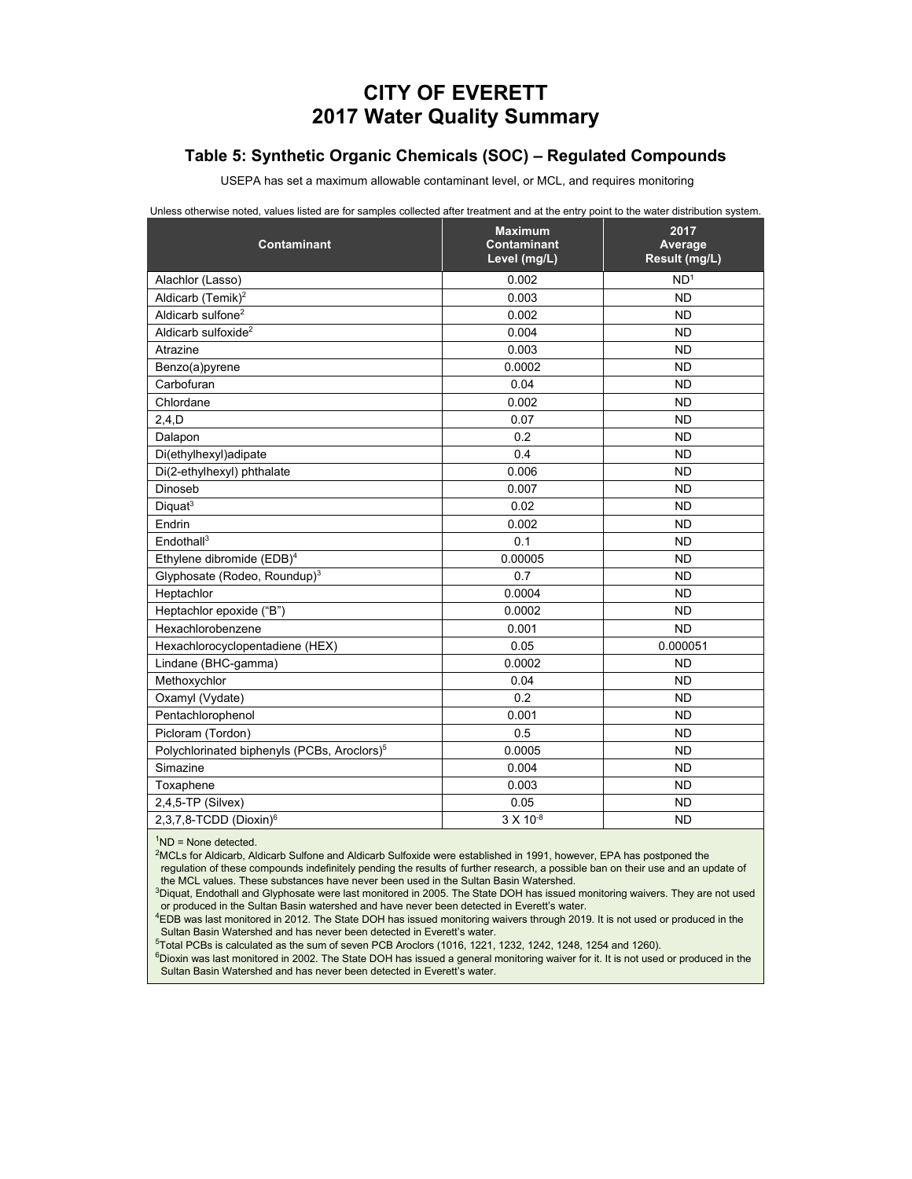# CITY OF EVERETT
# 2017 Water Quality Summary

## Table 5: Synthetic Organic Chemicals (SOC) – Regulated Compounds

USEPA has set a maximum allowable contaminant level, or MCL, and requires monitoring

Unless otherwise noted, values listed are for samples collected after treatment and at the entry point to the water distribution system.

| Contaminant | Maximum Contaminant Level (mg/L) | 2017 Average Result (mg/L) |
|---|---|---|
| Alachlor (Lasso) | 0.002 | ND[1] |
| Aldicarb (Temik)[2] | 0.003 | ND |
| Aldicarb sulfone[2] | 0.002 | ND |
| Aldicarb sulfoxide[2] | 0.004 | ND |
| Atrazine | 0.003 | ND |
| Benzo(a)pyrene | 0.0002 | ND |
| Carbofuran | 0.04 | ND |
| Chlordane | 0.002 | ND |
| 2,4,D | 0.07 | ND |
| Dalapon | 0.2 | ND |
| Di(ethylhexyl)adipate | 0.4 | ND |
| Di(2-ethylhexyl) phthalate | 0.006 | ND |
| Dinoseb | 0.007 | ND |
| Diquat[3] | 0.02 | ND |
| Endrin | 0.002 | ND |
| Endothall[3] | 0.1 | ND |
| Ethylene dibromide (EDB)[4] | 0.00005 | ND |
| Glyphosate (Rodeo, Roundup)[3] | 0.7 | ND |
| Heptachlor | 0.0004 | ND |
| Heptachlor epoxide (“B”) | 0.0002 | ND |
| Hexachlorobenzene | 0.001 | ND |
| Hexachlorocyclopentadiene (HEX) | 0.05 | 0.000051 |
| Lindane (BHC-gamma) | 0.0002 | ND |
| Methoxychlor | 0.04 | ND |
| Oxamyl (Vydate) | 0.2 | ND |
| Pentachlorophenol | 0.001 | ND |
| Picloram (Tordon) | 0.5 | ND |
| Polychlorinated biphenyls (PCBs, Aroclors)[5] | 0.0005 | ND |
| Simazine | 0.004 | ND |
| Toxaphene | 0.003 | ND |
| 2,4,5-TP (Silvex) | 0.05 | ND |
| 2,3,7,8-TCDD (Dioxin)[6] | $3 \times 10^{-8}$ | ND |

[1]ND = None detected.

[2]MCLs for Aldicarb, Aldicarb Sulfone and Aldicarb Sulfoxide were established in 1991, however, EPA has postponed the regulation of these compounds indefinitely pending the results of further research, a possible ban on their use and an update of the MCL values. These substances have never been used in the Sultan Basin Watershed.

[3]Diquat, Endothall and Glyphosate were last monitored in 2005. The State DOH has issued monitoring waivers. They are not used or produced in the Sultan Basin watershed and have never been detected in Everett's water.

[4]EDB was last monitored in 2012. The State DOH has issued monitoring waivers through 2019. It is not used or produced in the Sultan Basin Watershed and has never been detected in Everett's water.

[5]Total PCBs is calculated as the sum of seven PCB Aroclors (1016, 1221, 1232, 1242, 1248, 1254 and 1260).

[6]Dioxin was last monitored in 2002. The State DOH has issued a general monitoring waiver for it. It is not used or produced in the Sultan Basin Watershed and has never been detected in Everett's water.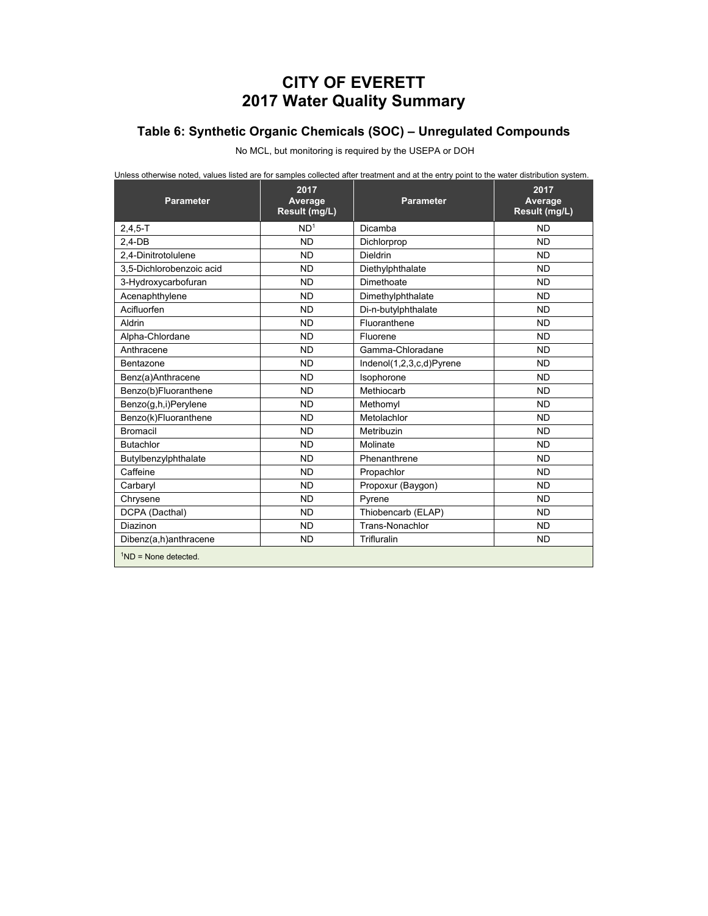# CITY OF EVERETT
# 2017 Water Quality Summary

## Table 6: Synthetic Organic Chemicals (SOC) – Unregulated Compounds

No MCL, but monitoring is required by the USEPA or DOH

Unless otherwise noted, values listed are for samples collected after treatment and at the entry point to the water distribution system.

| Parameter | 2017 Average Result (mg/L) | Parameter | 2017 Average Result (mg/L) |
|---|---|---|---|
| 2,4,5-T | ND[1] | Dicamba | ND |
| 2,4-DB | ND | Dichlorprop | ND |
| 2,4-Dinitrotolulene | ND | Dieldrin | ND |
| 3,5-Dichlorobenzoic acid | ND | Diethylphthalate | ND |
| 3-Hydroxycarbofuran | ND | Dimethoate | ND |
| Acenaphthylene | ND | Dimethylphthalate | ND |
| Acifluorfen | ND | Di-n-butylphthalate | ND |
| Aldrin | ND | Fluoranthene | ND |
| Alpha-Chlordane | ND | Fluorene | ND |
| Anthracene | ND | Gamma-Chloradane | ND |
| Bentazone | ND | Indenol(1,2,3,c,d)Pyrene | ND |
| Benz(a)Anthracene | ND | Isophorone | ND |
| Benzo(b)Fluoranthene | ND | Methiocarb | ND |
| Benzo(g,h,i)Perylene | ND | Methomyl | ND |
| Benzo(k)Fluoranthene | ND | Metolachlor | ND |
| Bromacil | ND | Metribuzin | ND |
| Butachlor | ND | Molinate | ND |
| Butylbenzylphthalate | ND | Phenanthrene | ND |
| Caffeine | ND | Propachlor | ND |
| Carbaryl | ND | Propoxur (Baygon) | ND |
| Chrysene | ND | Pyrene | ND |
| DCPA (Dacthal) | ND | Thiobencarb (ELAP) | ND |
| Diazinon | ND | Trans-Nonachlor | ND |
| Dibenz(a,h)anthracene | ND | Trifluralin | ND |

[1]ND = None detected.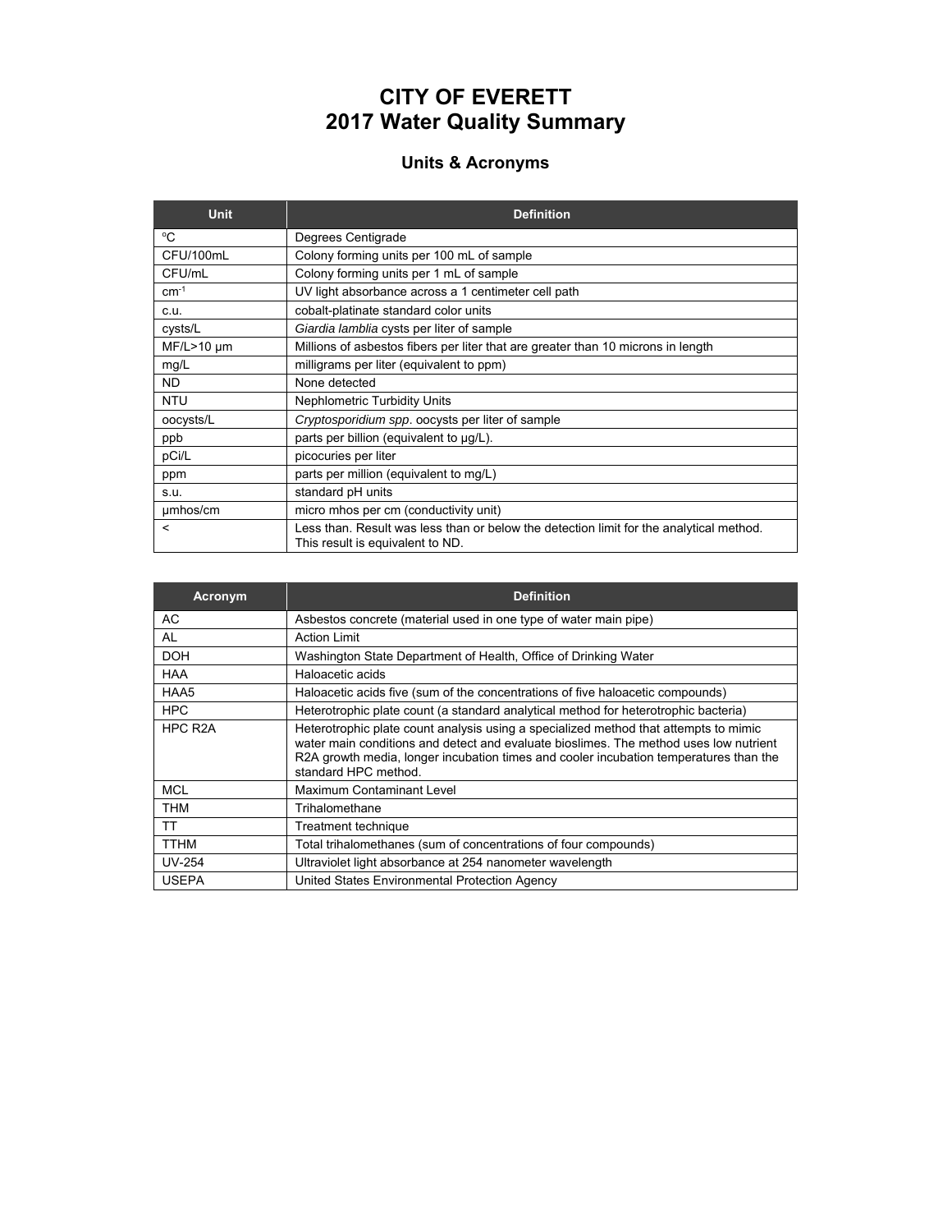# CITY OF EVERETT
# 2017 Water Quality Summary

## Units & Acronyms

| Unit | Definition |
|---|---|
| °C | Degrees Centigrade |
| CFU/100mL | Colony forming units per 100 mL of sample |
| CFU/mL | Colony forming units per 1 mL of sample |
| $cm^{-1}$ | UV light absorbance across a 1 centimeter cell path |
| c.u. | cobalt-platinate standard color units |
| cysts/L | *Giardia lamblia* cysts per liter of sample |
| MF/L>10 µm | Millions of asbestos fibers per liter that are greater than 10 microns in length |
| mg/L | milligrams per liter (equivalent to ppm) |
| ND | None detected |
| NTU | Nephlometric Turbidity Units |
| oocysts/L | *Cryptosporidium spp*. oocysts per liter of sample |
| ppb | parts per billion (equivalent to µg/L). |
| pCi/L | picocuries per liter |
| ppm | parts per million (equivalent to mg/L) |
| s.u. | standard pH units |
| µmhos/cm | micro mhos per cm (conductivity unit) |
| < | Less than. Result was less than or below the detection limit for the analytical method. This result is equivalent to ND. |

| Acronym | Definition |
|---|---|
| AC | Asbestos concrete (material used in one type of water main pipe) |
| AL | Action Limit |
| DOH | Washington State Department of Health, Office of Drinking Water |
| HAA | Haloacetic acids |
| HAA5 | Haloacetic acids five (sum of the concentrations of five haloacetic compounds) |
| HPC | Heterotrophic plate count (a standard analytical method for heterotrophic bacteria) |
| HPC R2A | Heterotrophic plate count analysis using a specialized method that attempts to mimic water main conditions and detect and evaluate bioslimes. The method uses low nutrient R2A growth media, longer incubation times and cooler incubation temperatures than the standard HPC method. |
| MCL | Maximum Contaminant Level |
| THM | Trihalomethane |
| TT | Treatment technique |
| TTHM | Total trihalomethanes (sum of concentrations of four compounds) |
| UV-254 | Ultraviolet light absorbance at 254 nanometer wavelength |
| USEPA | United States Environmental Protection Agency |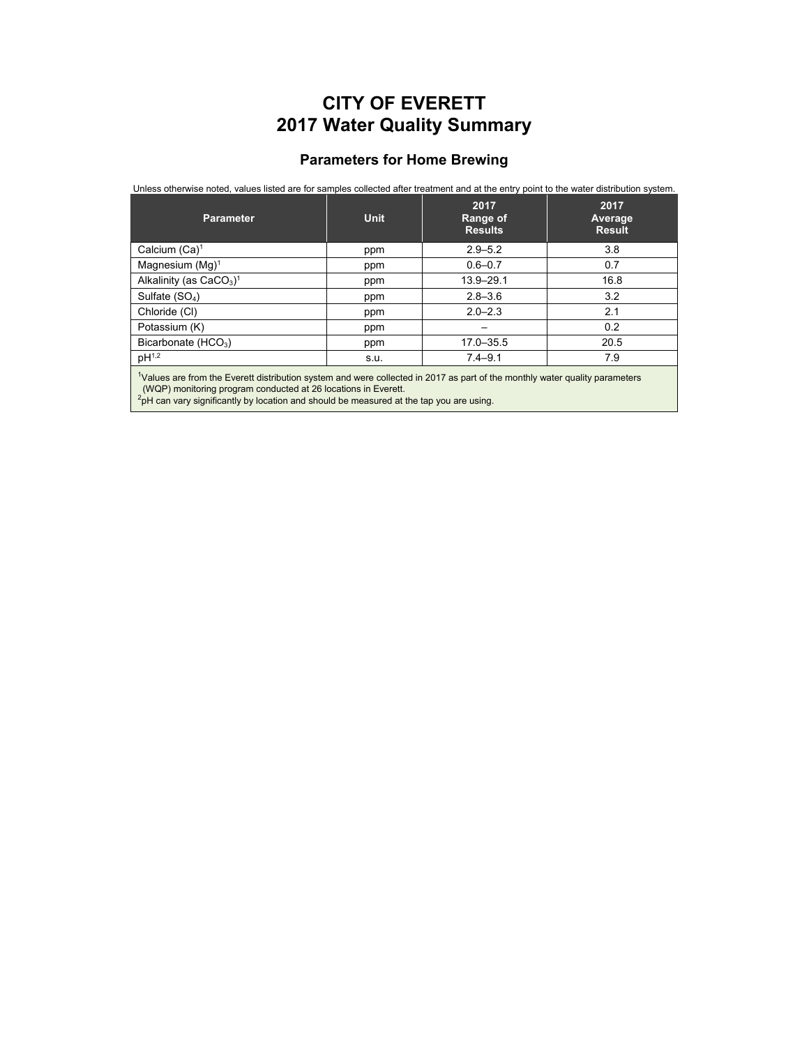# CITY OF EVERETT
# 2017 Water Quality Summary

## Parameters for Home Brewing

Unless otherwise noted, values listed are for samples collected after treatment and at the entry point to the water distribution system.

| Parameter | Unit | 2017 Range of Results | 2017 Average Result |
|---|---|---|---|
| Calcium (Ca)[1] | ppm | 2.9–5.2 | 3.8 |
| Magnesium (Mg)[1] | ppm | 0.6–0.7 | 0.7 |
| Alkalinity (as $CaCO_3$)[1] | ppm | 13.9–29.1 | 16.8 |
| Sulfate ($SO_4$) | ppm | 2.8–3.6 | 3.2 |
| Chloride (Cl) | ppm | 2.0–2.3 | 2.1 |
| Potassium (K) | ppm | – | 0.2 |
| Bicarbonate ($HCO_3$) | ppm | 17.0–35.5 | 20.5 |
| pH[1,2] | s.u. | 7.4–9.1 | 7.9 |

[1]Values are from the Everett distribution system and were collected in 2017 as part of the monthly water quality parameters (WQP) monitoring program conducted at 26 locations in Everett.
[2]pH can vary significantly by location and should be measured at the tap you are using.